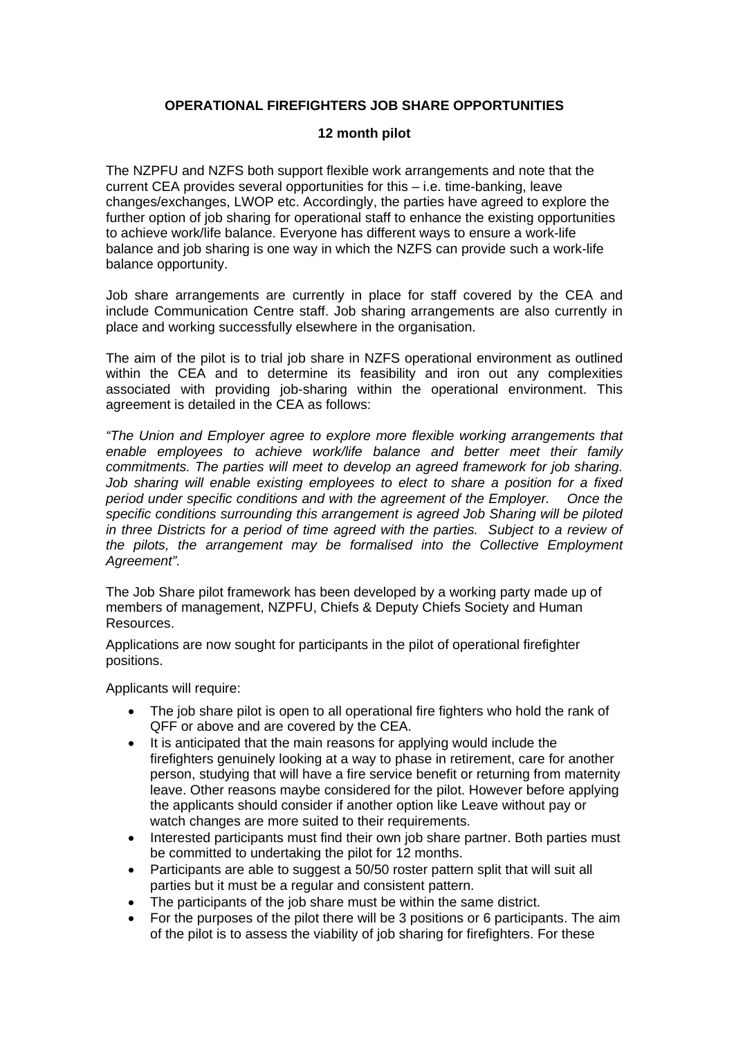**OPERATIONAL FIREFIGHTERS JOB SHARE OPPORTUNITIES**

**12 month pilot**

The NZPFU and NZFS both support flexible work arrangements and note that the current CEA provides several opportunities for this – i.e. time-banking, leave changes/exchanges, LWOP etc. Accordingly, the parties have agreed to explore the further option of job sharing for operational staff to enhance the existing opportunities to achieve work/life balance. Everyone has different ways to ensure a work-life balance and job sharing is one way in which the NZFS can provide such a work-life balance opportunity.

Job share arrangements are currently in place for staff covered by the CEA and include Communication Centre staff. Job sharing arrangements are also currently in place and working successfully elsewhere in the organisation.

The aim of the pilot is to trial job share in NZFS operational environment as outlined within the CEA and to determine its feasibility and iron out any complexities associated with providing job-sharing within the operational environment. This agreement is detailed in the CEA as follows:

*"The Union and Employer agree to explore more flexible working arrangements that enable employees to achieve work/life balance and better meet their family commitments. The parties will meet to develop an agreed framework for job sharing. Job sharing will enable existing employees to elect to share a position for a fixed period under specific conditions and with the agreement of the Employer. Once the specific conditions surrounding this arrangement is agreed Job Sharing will be piloted in three Districts for a period of time agreed with the parties. Subject to a review of the pilots, the arrangement may be formalised into the Collective Employment Agreement".*

The Job Share pilot framework has been developed by a working party made up of members of management, NZPFU, Chiefs & Deputy Chiefs Society and Human Resources.

Applications are now sought for participants in the pilot of operational firefighter positions.

Applicants will require:

- The job share pilot is open to all operational fire fighters who hold the rank of QFF or above and are covered by the CEA.
- It is anticipated that the main reasons for applying would include the firefighters genuinely looking at a way to phase in retirement, care for another person, studying that will have a fire service benefit or returning from maternity leave. Other reasons maybe considered for the pilot. However before applying the applicants should consider if another option like Leave without pay or watch changes are more suited to their requirements.
- Interested participants must find their own job share partner. Both parties must be committed to undertaking the pilot for 12 months.
- Participants are able to suggest a 50/50 roster pattern split that will suit all parties but it must be a regular and consistent pattern.
- The participants of the job share must be within the same district.
- For the purposes of the pilot there will be 3 positions or 6 participants. The aim of the pilot is to assess the viability of job sharing for firefighters. For these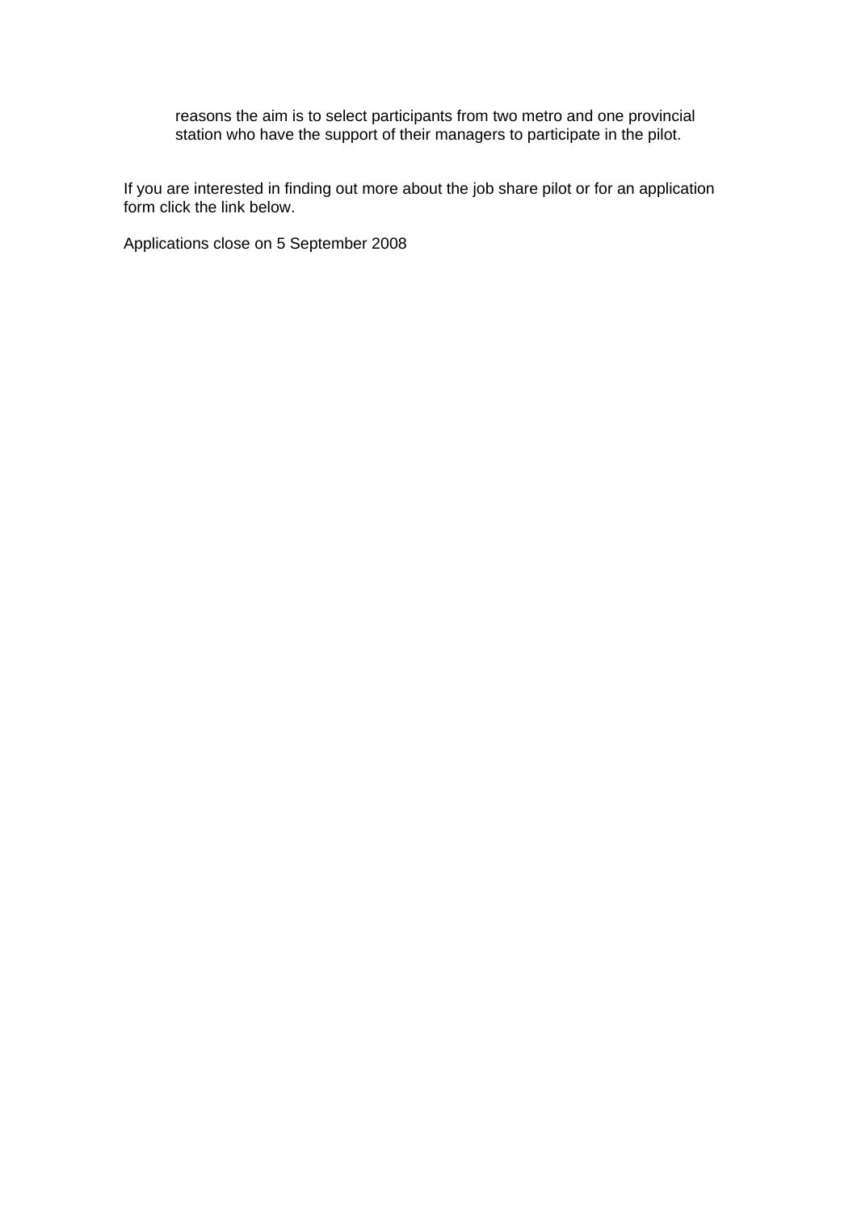reasons the aim is to select participants from two metro and one provincial station who have the support of their managers to participate in the pilot.

If you are interested in finding out more about the job share pilot or for an application form click the link below.

Applications close on 5 September 2008